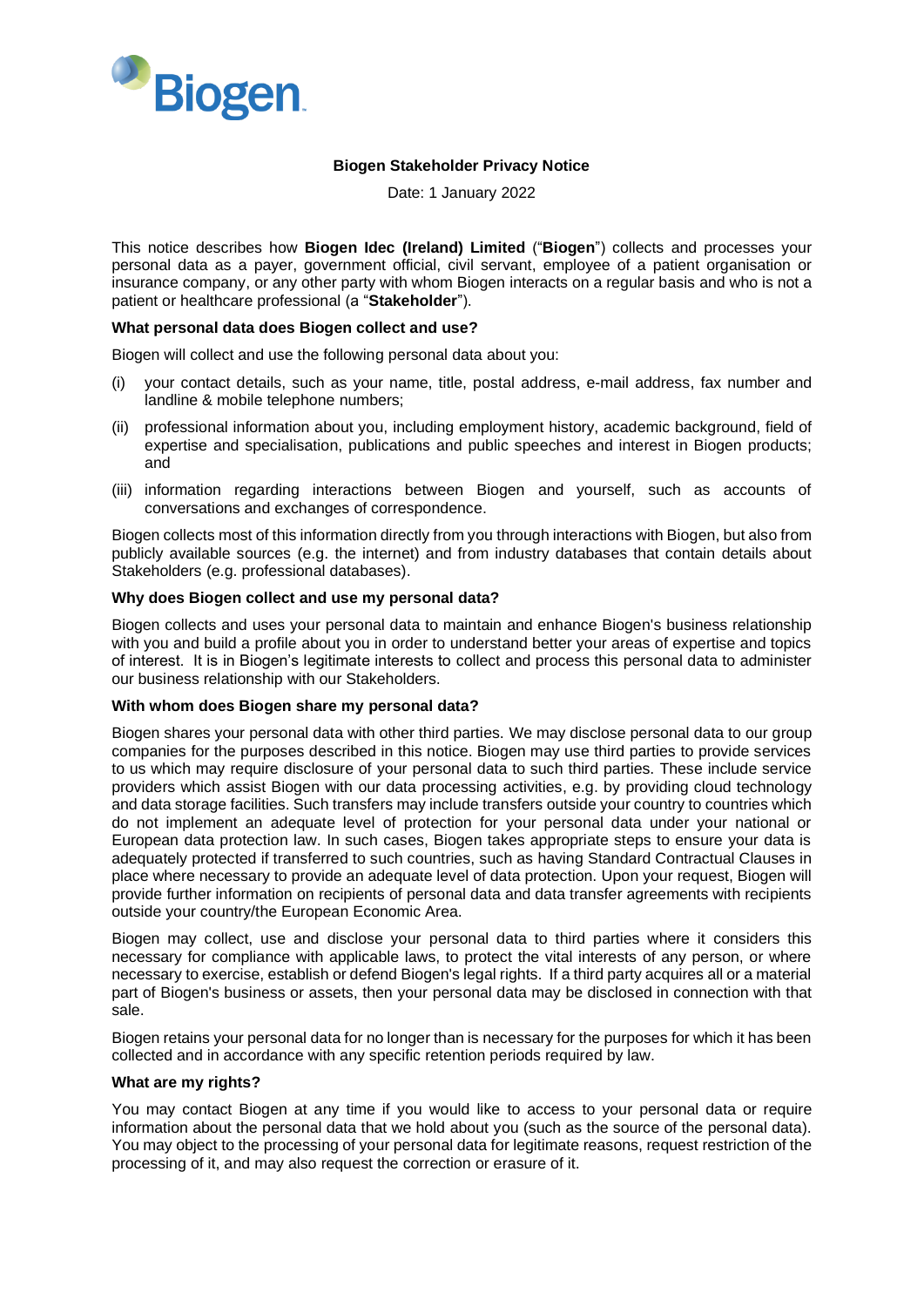Biogen

**Biogen Stakeholder Privacy Notice**

Date: 1 January 2022

This notice describes how **Biogen Idec (Ireland) Limited** ("**Biogen**") collects and processes your personal data as a payer, government official, civil servant, employee of a patient organisation or insurance company, or any other party with whom Biogen interacts on a regular basis and who is not a patient or healthcare professional (a "**Stakeholder**").

**What personal data does Biogen collect and use?**

Biogen will collect and use the following personal data about you:

(i) your contact details, such as your name, title, postal address, e-mail address, fax number and landline & mobile telephone numbers;

(ii) professional information about you, including employment history, academic background, field of expertise and specialisation, publications and public speeches and interest in Biogen products; and

(iii) information regarding interactions between Biogen and yourself, such as accounts of conversations and exchanges of correspondence.

Biogen collects most of this information directly from you through interactions with Biogen, but also from publicly available sources (e.g. the internet) and from industry databases that contain details about Stakeholders (e.g. professional databases).

**Why does Biogen collect and use my personal data?**

Biogen collects and uses your personal data to maintain and enhance Biogen's business relationship with you and build a profile about you in order to understand better your areas of expertise and topics of interest. It is in Biogen's legitimate interests to collect and process this personal data to administer our business relationship with our Stakeholders.

**With whom does Biogen share my personal data?**

Biogen shares your personal data with other third parties. We may disclose personal data to our group companies for the purposes described in this notice. Biogen may use third parties to provide services to us which may require disclosure of your personal data to such third parties. These include service providers which assist Biogen with our data processing activities, e.g. by providing cloud technology and data storage facilities. Such transfers may include transfers outside your country to countries which do not implement an adequate level of protection for your personal data under your national or European data protection law. In such cases, Biogen takes appropriate steps to ensure your data is adequately protected if transferred to such countries, such as having Standard Contractual Clauses in place where necessary to provide an adequate level of data protection. Upon your request, Biogen will provide further information on recipients of personal data and data transfer agreements with recipients outside your country/the European Economic Area.

Biogen may collect, use and disclose your personal data to third parties where it considers this necessary for compliance with applicable laws, to protect the vital interests of any person, or where necessary to exercise, establish or defend Biogen's legal rights. If a third party acquires all or a material part of Biogen's business or assets, then your personal data may be disclosed in connection with that sale.

Biogen retains your personal data for no longer than is necessary for the purposes for which it has been collected and in accordance with any specific retention periods required by law.

**What are my rights?**

You may contact Biogen at any time if you would like to access to your personal data or require information about the personal data that we hold about you (such as the source of the personal data). You may object to the processing of your personal data for legitimate reasons, request restriction of the processing of it, and may also request the correction or erasure of it.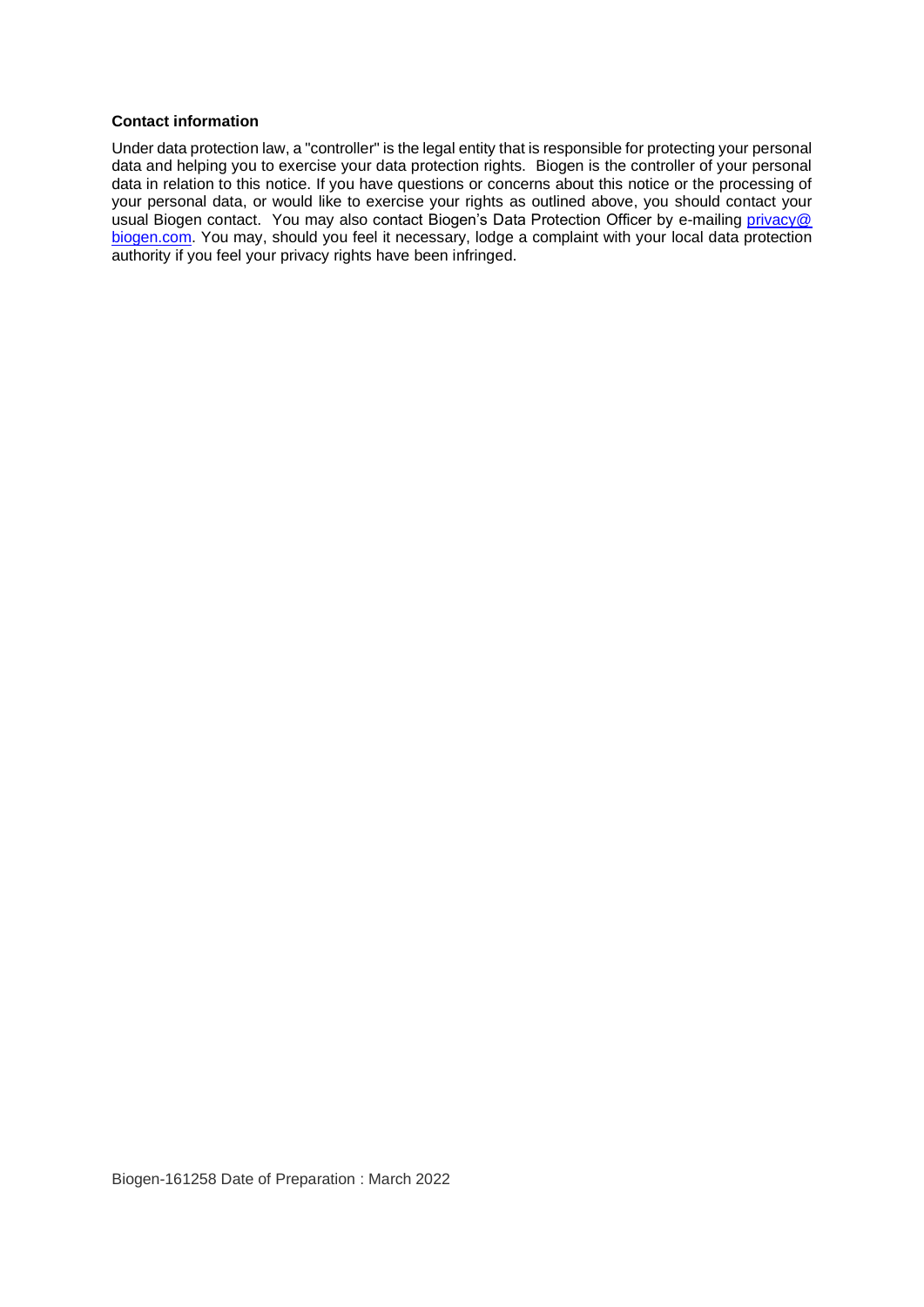**Contact information**

Under data protection law, a "controller" is the legal entity that is responsible for protecting your personal data and helping you to exercise your data protection rights. Biogen is the controller of your personal data in relation to this notice. If you have questions or concerns about this notice or the processing of your personal data, or would like to exercise your rights as outlined above, you should contact your usual Biogen contact. You may also contact Biogen's Data Protection Officer by e-mailing privacy@biogen.com. You may, should you feel it necessary, lodge a complaint with your local data protection authority if you feel your privacy rights have been infringed.